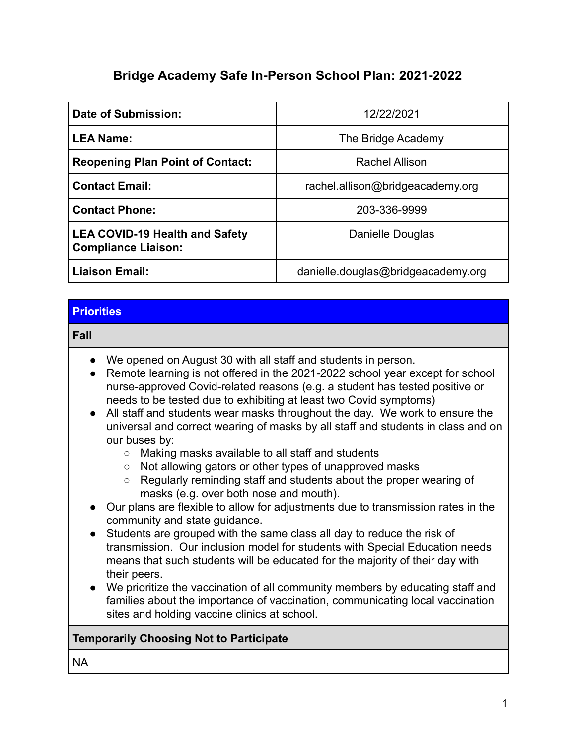# Bridge Academy Safe In-Person School Plan: 2021-2022

| | |
|---|---|
| **Date of Submission:** | 12/22/2021 |
| **LEA Name:** | The Bridge Academy |
| **Reopening Plan Point of Contact:** | Rachel Allison |
| **Contact Email:** | rachel.allison@bridgeacademy.org |
| **Contact Phone:** | 203-336-9999 |
| **LEA COVID-19 Health and Safety Compliance Liaison:** | Danielle Douglas |
| **Liaison Email:** | danielle.douglas@bridgeacademy.org |

## Priorities

### Fall

- We opened on August 30 with all staff and students in person.
- Remote learning is not offered in the 2021-2022 school year except for school nurse-approved Covid-related reasons (e.g. a student has tested positive or needs to be tested due to exhibiting at least two Covid symptoms)
- All staff and students wear masks throughout the day. We work to ensure the universal and correct wearing of masks by all staff and students in class and on our buses by:
  - Making masks available to all staff and students
  - Not allowing gators or other types of unapproved masks
  - Regularly reminding staff and students about the proper wearing of masks (e.g. over both nose and mouth).
- Our plans are flexible to allow for adjustments due to transmission rates in the community and state guidance.
- Students are grouped with the same class all day to reduce the risk of transmission. Our inclusion model for students with Special Education needs means that such students will be educated for the majority of their day with their peers.
- We prioritize the vaccination of all community members by educating staff and families about the importance of vaccination, communicating local vaccination sites and holding vaccine clinics at school.

### Temporarily Choosing Not to Participate

NA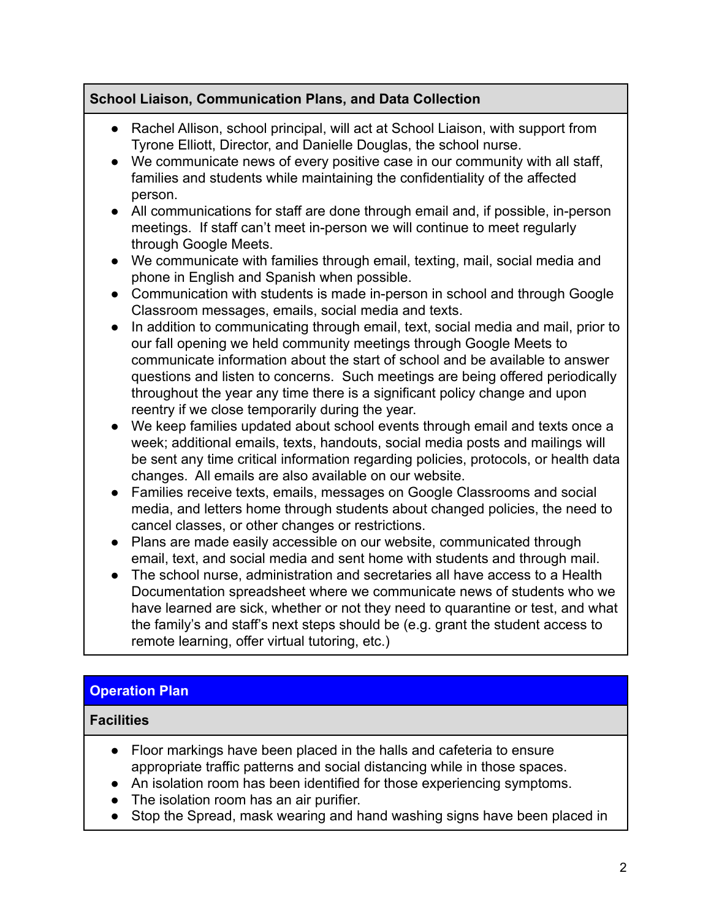## School Liaison, Communication Plans, and Data Collection

- Rachel Allison, school principal, will act at School Liaison, with support from Tyrone Elliott, Director, and Danielle Douglas, the school nurse.
- We communicate news of every positive case in our community with all staff, families and students while maintaining the confidentiality of the affected person.
- All communications for staff are done through email and, if possible, in-person meetings. If staff can't meet in-person we will continue to meet regularly through Google Meets.
- We communicate with families through email, texting, mail, social media and phone in English and Spanish when possible.
- Communication with students is made in-person in school and through Google Classroom messages, emails, social media and texts.
- In addition to communicating through email, text, social media and mail, prior to our fall opening we held community meetings through Google Meets to communicate information about the start of school and be available to answer questions and listen to concerns. Such meetings are being offered periodically throughout the year any time there is a significant policy change and upon reentry if we close temporarily during the year.
- We keep families updated about school events through email and texts once a week; additional emails, texts, handouts, social media posts and mailings will be sent any time critical information regarding policies, protocols, or health data changes. All emails are also available on our website.
- Families receive texts, emails, messages on Google Classrooms and social media, and letters home through students about changed policies, the need to cancel classes, or other changes or restrictions.
- Plans are made easily accessible on our website, communicated through email, text, and social media and sent home with students and through mail.
- The school nurse, administration and secretaries all have access to a Health Documentation spreadsheet where we communicate news of students who we have learned are sick, whether or not they need to quarantine or test, and what the family's and staff's next steps should be (e.g. grant the student access to remote learning, offer virtual tutoring, etc.)

# Operation Plan

## Facilities

- Floor markings have been placed in the halls and cafeteria to ensure appropriate traffic patterns and social distancing while in those spaces.
- An isolation room has been identified for those experiencing symptoms.
- The isolation room has an air purifier.
- Stop the Spread, mask wearing and hand washing signs have been placed in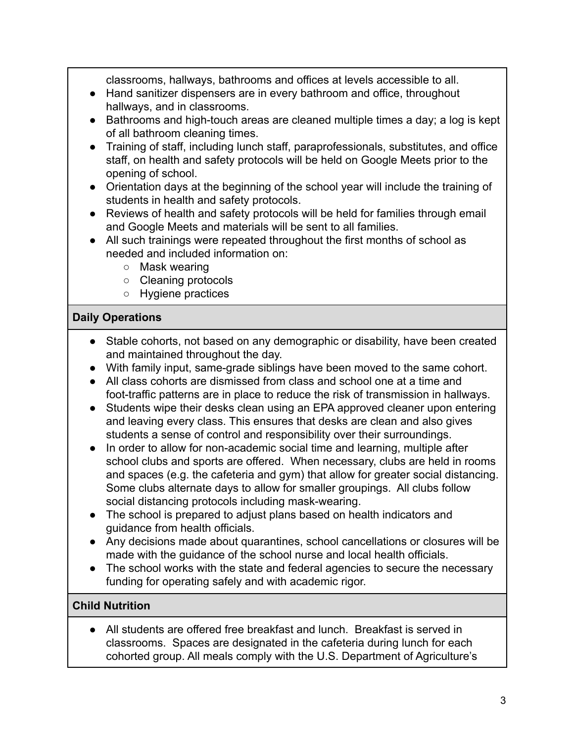classrooms, hallways, bathrooms and offices at levels accessible to all.

- Hand sanitizer dispensers are in every bathroom and office, throughout hallways, and in classrooms.
- Bathrooms and high-touch areas are cleaned multiple times a day; a log is kept of all bathroom cleaning times.
- Training of staff, including lunch staff, paraprofessionals, substitutes, and office staff, on health and safety protocols will be held on Google Meets prior to the opening of school.
- Orientation days at the beginning of the school year will include the training of students in health and safety protocols.
- Reviews of health and safety protocols will be held for families through email and Google Meets and materials will be sent to all families.
- All such trainings were repeated throughout the first months of school as needed and included information on:
  - Mask wearing
  - Cleaning protocols
  - Hygiene practices

**Daily Operations**

- Stable cohorts, not based on any demographic or disability, have been created and maintained throughout the day.
- With family input, same-grade siblings have been moved to the same cohort.
- All class cohorts are dismissed from class and school one at a time and foot-traffic patterns are in place to reduce the risk of transmission in hallways.
- Students wipe their desks clean using an EPA approved cleaner upon entering and leaving every class. This ensures that desks are clean and also gives students a sense of control and responsibility over their surroundings.
- In order to allow for non-academic social time and learning, multiple after school clubs and sports are offered. When necessary, clubs are held in rooms and spaces (e.g. the cafeteria and gym) that allow for greater social distancing. Some clubs alternate days to allow for smaller groupings. All clubs follow social distancing protocols including mask-wearing.
- The school is prepared to adjust plans based on health indicators and guidance from health officials.
- Any decisions made about quarantines, school cancellations or closures will be made with the guidance of the school nurse and local health officials.
- The school works with the state and federal agencies to secure the necessary funding for operating safely and with academic rigor.

**Child Nutrition**

- All students are offered free breakfast and lunch. Breakfast is served in classrooms. Spaces are designated in the cafeteria during lunch for each cohorted group. All meals comply with the U.S. Department of Agriculture's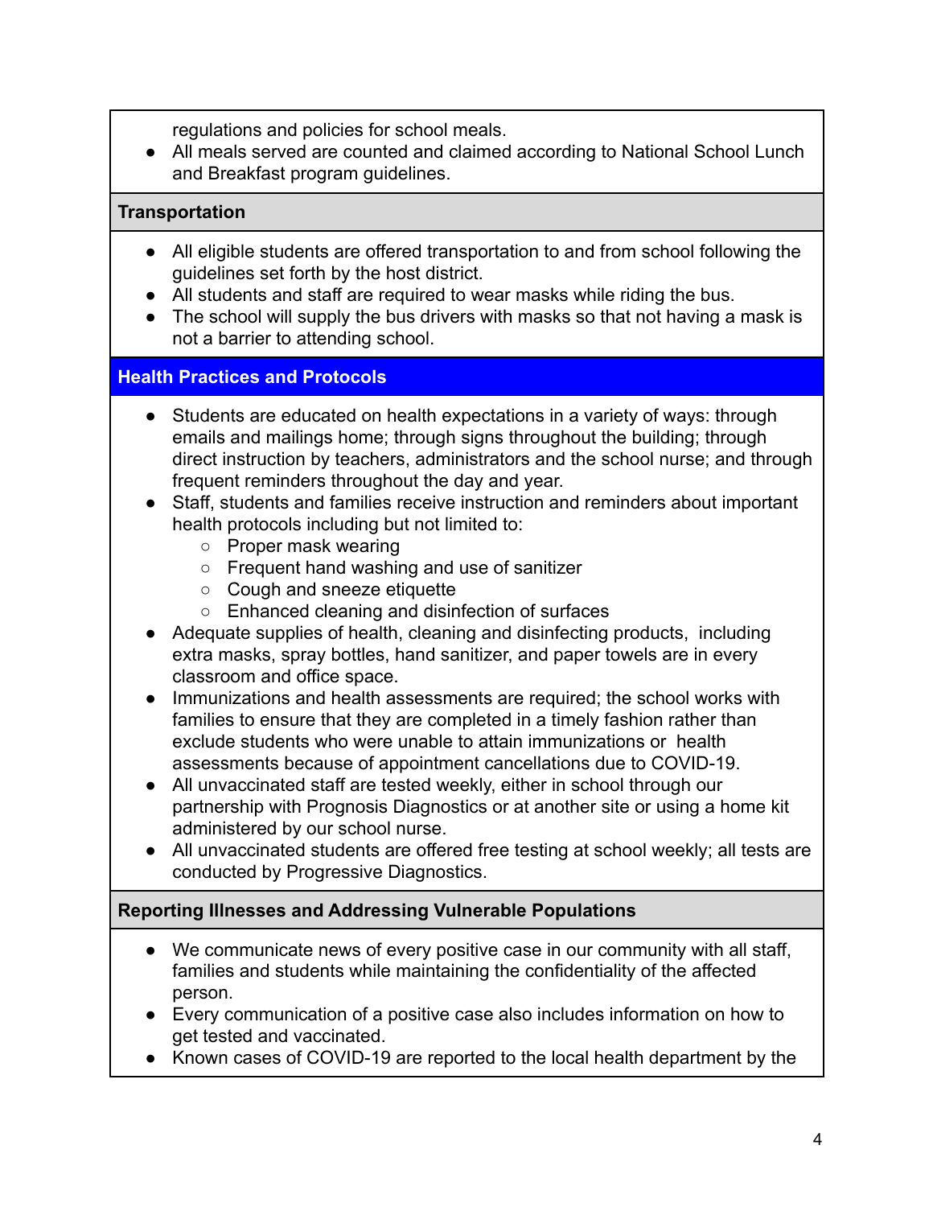regulations and policies for school meals.

- All meals served are counted and claimed according to National School Lunch and Breakfast program guidelines.

## Transportation

- All eligible students are offered transportation to and from school following the guidelines set forth by the host district.
- All students and staff are required to wear masks while riding the bus.
- The school will supply the bus drivers with masks so that not having a mask is not a barrier to attending school.

## Health Practices and Protocols

- Students are educated on health expectations in a variety of ways: through emails and mailings home; through signs throughout the building; through direct instruction by teachers, administrators and the school nurse; and through frequent reminders throughout the day and year.
- Staff, students and families receive instruction and reminders about important health protocols including but not limited to:
  - Proper mask wearing
  - Frequent hand washing and use of sanitizer
  - Cough and sneeze etiquette
  - Enhanced cleaning and disinfection of surfaces
- Adequate supplies of health, cleaning and disinfecting products, including extra masks, spray bottles, hand sanitizer, and paper towels are in every classroom and office space.
- Immunizations and health assessments are required; the school works with families to ensure that they are completed in a timely fashion rather than exclude students who were unable to attain immunizations or health assessments because of appointment cancellations due to COVID-19.
- All unvaccinated staff are tested weekly, either in school through our partnership with Prognosis Diagnostics or at another site or using a home kit administered by our school nurse.
- All unvaccinated students are offered free testing at school weekly; all tests are conducted by Progressive Diagnostics.

## Reporting Illnesses and Addressing Vulnerable Populations

- We communicate news of every positive case in our community with all staff, families and students while maintaining the confidentiality of the affected person.
- Every communication of a positive case also includes information on how to get tested and vaccinated.
- Known cases of COVID-19 are reported to the local health department by the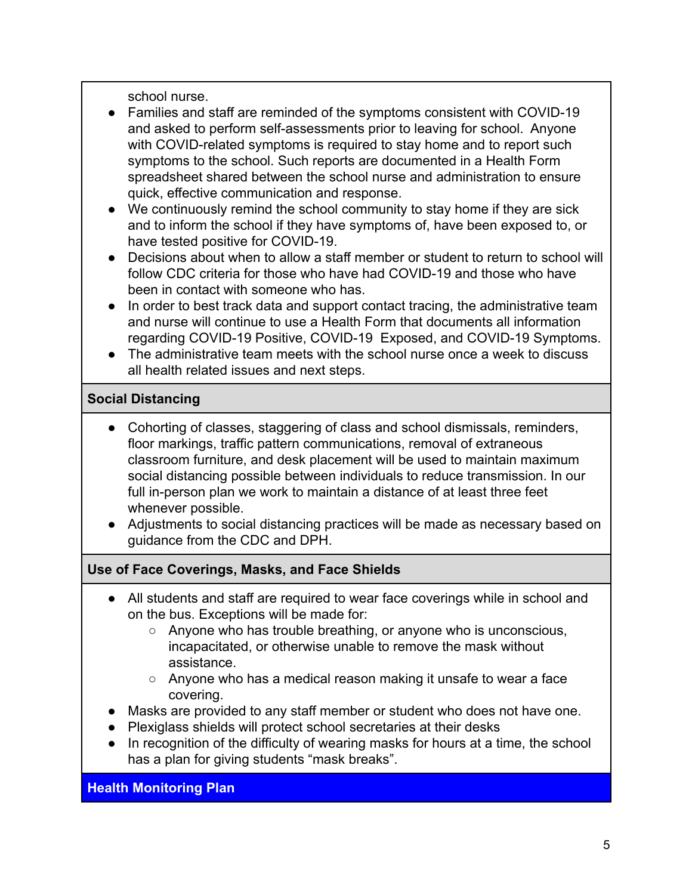school nurse.

- Families and staff are reminded of the symptoms consistent with COVID-19 and asked to perform self-assessments prior to leaving for school. Anyone with COVID-related symptoms is required to stay home and to report such symptoms to the school. Such reports are documented in a Health Form spreadsheet shared between the school nurse and administration to ensure quick, effective communication and response.
- We continuously remind the school community to stay home if they are sick and to inform the school if they have symptoms of, have been exposed to, or have tested positive for COVID-19.
- Decisions about when to allow a staff member or student to return to school will follow CDC criteria for those who have had COVID-19 and those who have been in contact with someone who has.
- In order to best track data and support contact tracing, the administrative team and nurse will continue to use a Health Form that documents all information regarding COVID-19 Positive, COVID-19 Exposed, and COVID-19 Symptoms.
- The administrative team meets with the school nurse once a week to discuss all health related issues and next steps.

### Social Distancing

- Cohorting of classes, staggering of class and school dismissals, reminders, floor markings, traffic pattern communications, removal of extraneous classroom furniture, and desk placement will be used to maintain maximum social distancing possible between individuals to reduce transmission. In our full in-person plan we work to maintain a distance of at least three feet whenever possible.
- Adjustments to social distancing practices will be made as necessary based on guidance from the CDC and DPH.

### Use of Face Coverings, Masks, and Face Shields

- All students and staff are required to wear face coverings while in school and on the bus. Exceptions will be made for:
  - Anyone who has trouble breathing, or anyone who is unconscious, incapacitated, or otherwise unable to remove the mask without assistance.
  - Anyone who has a medical reason making it unsafe to wear a face covering.
- Masks are provided to any staff member or student who does not have one.
- Plexiglass shields will protect school secretaries at their desks
- In recognition of the difficulty of wearing masks for hours at a time, the school has a plan for giving students "mask breaks".

## Health Monitoring Plan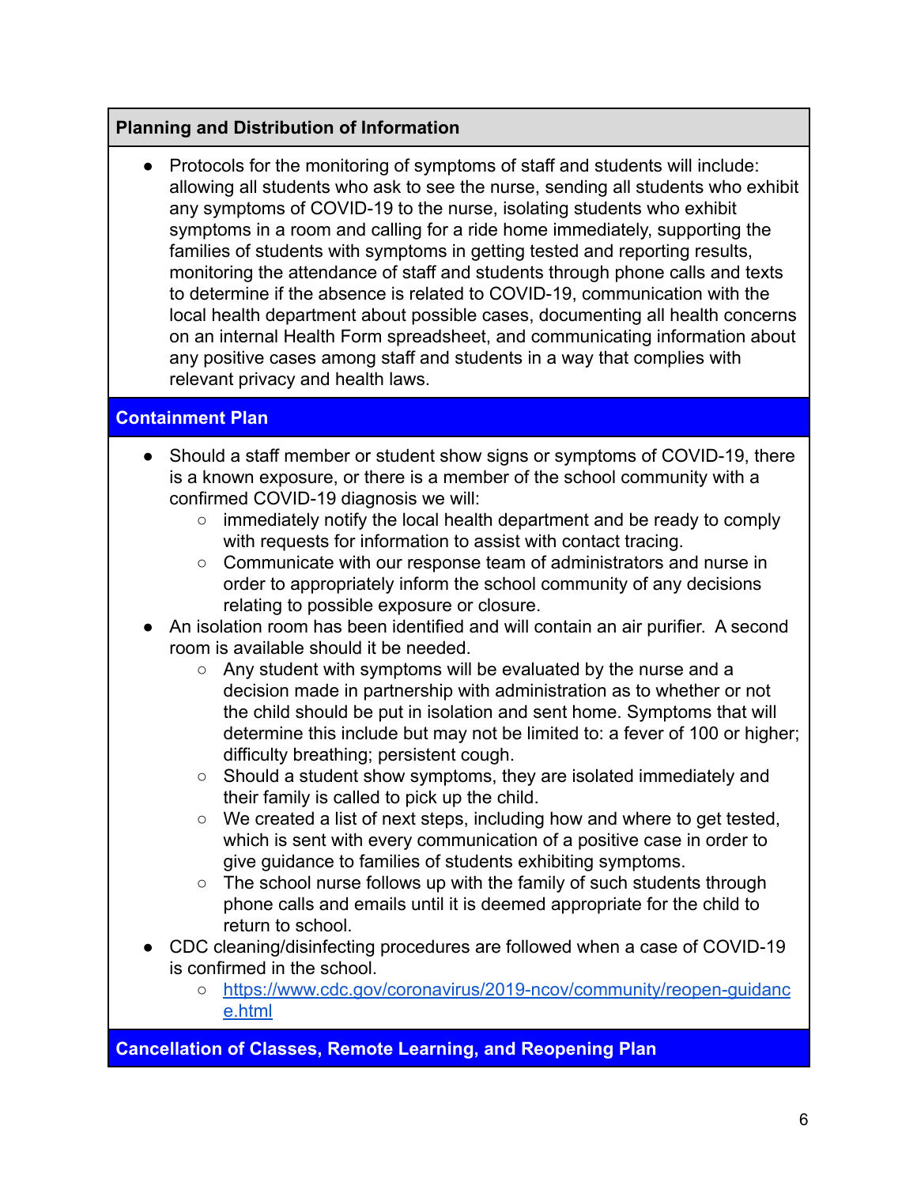## Planning and Distribution of Information

- Protocols for the monitoring of symptoms of staff and students will include: allowing all students who ask to see the nurse, sending all students who exhibit any symptoms of COVID-19 to the nurse, isolating students who exhibit symptoms in a room and calling for a ride home immediately, supporting the families of students with symptoms in getting tested and reporting results, monitoring the attendance of staff and students through phone calls and texts to determine if the absence is related to COVID-19, communication with the local health department about possible cases, documenting all health concerns on an internal Health Form spreadsheet, and communicating information about any positive cases among staff and students in a way that complies with relevant privacy and health laws.

## Containment Plan

- Should a staff member or student show signs or symptoms of COVID-19, there is a known exposure, or there is a member of the school community with a confirmed COVID-19 diagnosis we will:
  - immediately notify the local health department and be ready to comply with requests for information to assist with contact tracing.
  - Communicate with our response team of administrators and nurse in order to appropriately inform the school community of any decisions relating to possible exposure or closure.
- An isolation room has been identified and will contain an air purifier. A second room is available should it be needed.
  - Any student with symptoms will be evaluated by the nurse and a decision made in partnership with administration as to whether or not the child should be put in isolation and sent home. Symptoms that will determine this include but may not be limited to: a fever of 100 or higher; difficulty breathing; persistent cough.
  - Should a student show symptoms, they are isolated immediately and their family is called to pick up the child.
  - We created a list of next steps, including how and where to get tested, which is sent with every communication of a positive case in order to give guidance to families of students exhibiting symptoms.
  - The school nurse follows up with the family of such students through phone calls and emails until it is deemed appropriate for the child to return to school.
- CDC cleaning/disinfecting procedures are followed when a case of COVID-19 is confirmed in the school.
  - https://www.cdc.gov/coronavirus/2019-ncov/community/reopen-guidance.html

## Cancellation of Classes, Remote Learning, and Reopening Plan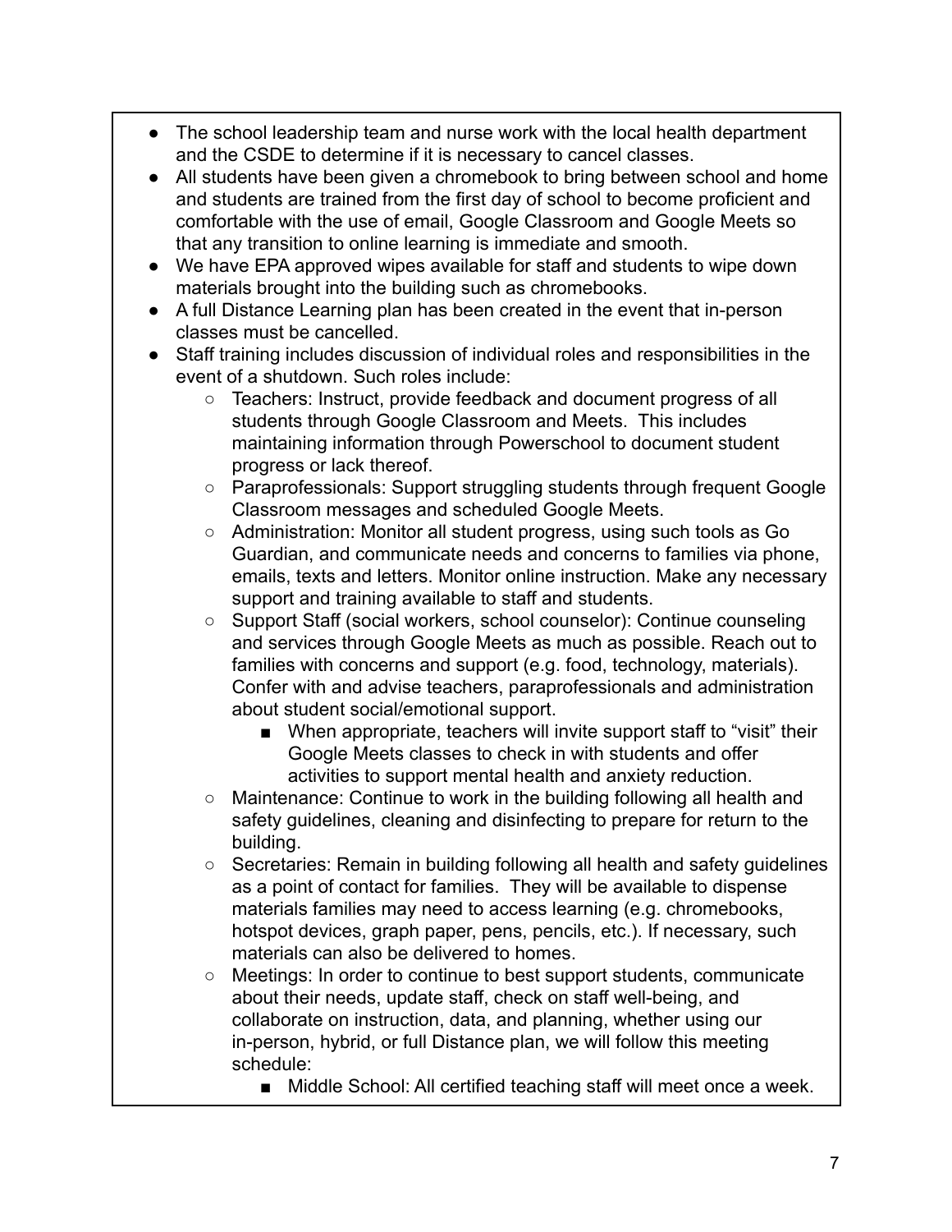- The school leadership team and nurse work with the local health department and the CSDE to determine if it is necessary to cancel classes.
- All students have been given a chromebook to bring between school and home and students are trained from the first day of school to become proficient and comfortable with the use of email, Google Classroom and Google Meets so that any transition to online learning is immediate and smooth.
- We have EPA approved wipes available for staff and students to wipe down materials brought into the building such as chromebooks.
- A full Distance Learning plan has been created in the event that in-person classes must be cancelled.
- Staff training includes discussion of individual roles and responsibilities in the event of a shutdown. Such roles include:
    - Teachers: Instruct, provide feedback and document progress of all students through Google Classroom and Meets. This includes maintaining information through Powerschool to document student progress or lack thereof.
    - Paraprofessionals: Support struggling students through frequent Google Classroom messages and scheduled Google Meets.
    - Administration: Monitor all student progress, using such tools as Go Guardian, and communicate needs and concerns to families via phone, emails, texts and letters. Monitor online instruction. Make any necessary support and training available to staff and students.
    - Support Staff (social workers, school counselor): Continue counseling and services through Google Meets as much as possible. Reach out to families with concerns and support (e.g. food, technology, materials). Confer with and advise teachers, paraprofessionals and administration about student social/emotional support.
        - When appropriate, teachers will invite support staff to "visit" their Google Meets classes to check in with students and offer activities to support mental health and anxiety reduction.
    - Maintenance: Continue to work in the building following all health and safety guidelines, cleaning and disinfecting to prepare for return to the building.
    - Secretaries: Remain in building following all health and safety guidelines as a point of contact for families. They will be available to dispense materials families may need to access learning (e.g. chromebooks, hotspot devices, graph paper, pens, pencils, etc.). If necessary, such materials can also be delivered to homes.
    - Meetings: In order to continue to best support students, communicate about their needs, update staff, check on staff well-being, and collaborate on instruction, data, and planning, whether using our in-person, hybrid, or full Distance plan, we will follow this meeting schedule:
        - Middle School: All certified teaching staff will meet once a week.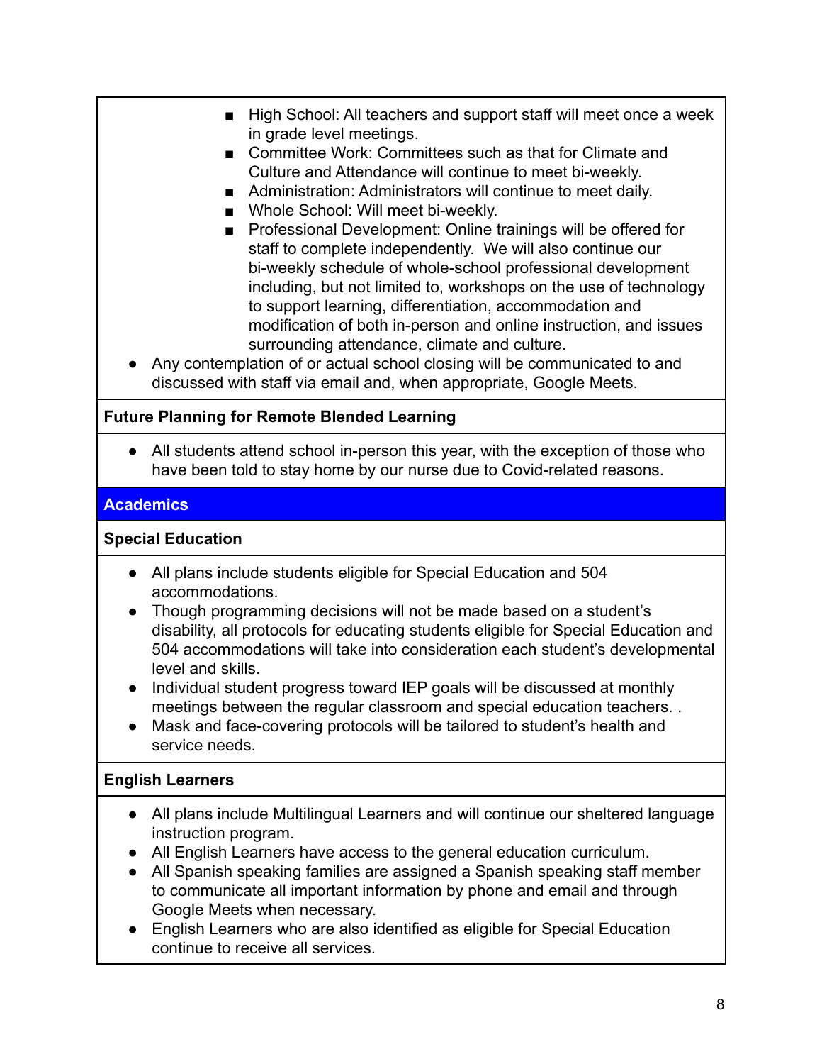- High School: All teachers and support staff will meet once a week in grade level meetings.
    - Committee Work: Committees such as that for Climate and Culture and Attendance will continue to meet bi-weekly.
    - Administration: Administrators will continue to meet daily.
    - Whole School: Will meet bi-weekly.
    - Professional Development: Online trainings will be offered for staff to complete independently. We will also continue our bi-weekly schedule of whole-school professional development including, but not limited to, workshops on the use of technology to support learning, differentiation, accommodation and modification of both in-person and online instruction, and issues surrounding attendance, climate and culture.
- Any contemplation of or actual school closing will be communicated to and discussed with staff via email and, when appropriate, Google Meets.

**Future Planning for Remote Blended Learning**

- All students attend school in-person this year, with the exception of those who have been told to stay home by our nurse due to Covid-related reasons.

## Academics

**Special Education**

- All plans include students eligible for Special Education and 504 accommodations.
- Though programming decisions will not be made based on a student's disability, all protocols for educating students eligible for Special Education and 504 accommodations will take into consideration each student's developmental level and skills.
- Individual student progress toward IEP goals will be discussed at monthly meetings between the regular classroom and special education teachers. .
- Mask and face-covering protocols will be tailored to student's health and service needs.

**English Learners**

- All plans include Multilingual Learners and will continue our sheltered language instruction program.
- All English Learners have access to the general education curriculum.
- All Spanish speaking families are assigned a Spanish speaking staff member to communicate all important information by phone and email and through Google Meets when necessary.
- English Learners who are also identified as eligible for Special Education continue to receive all services.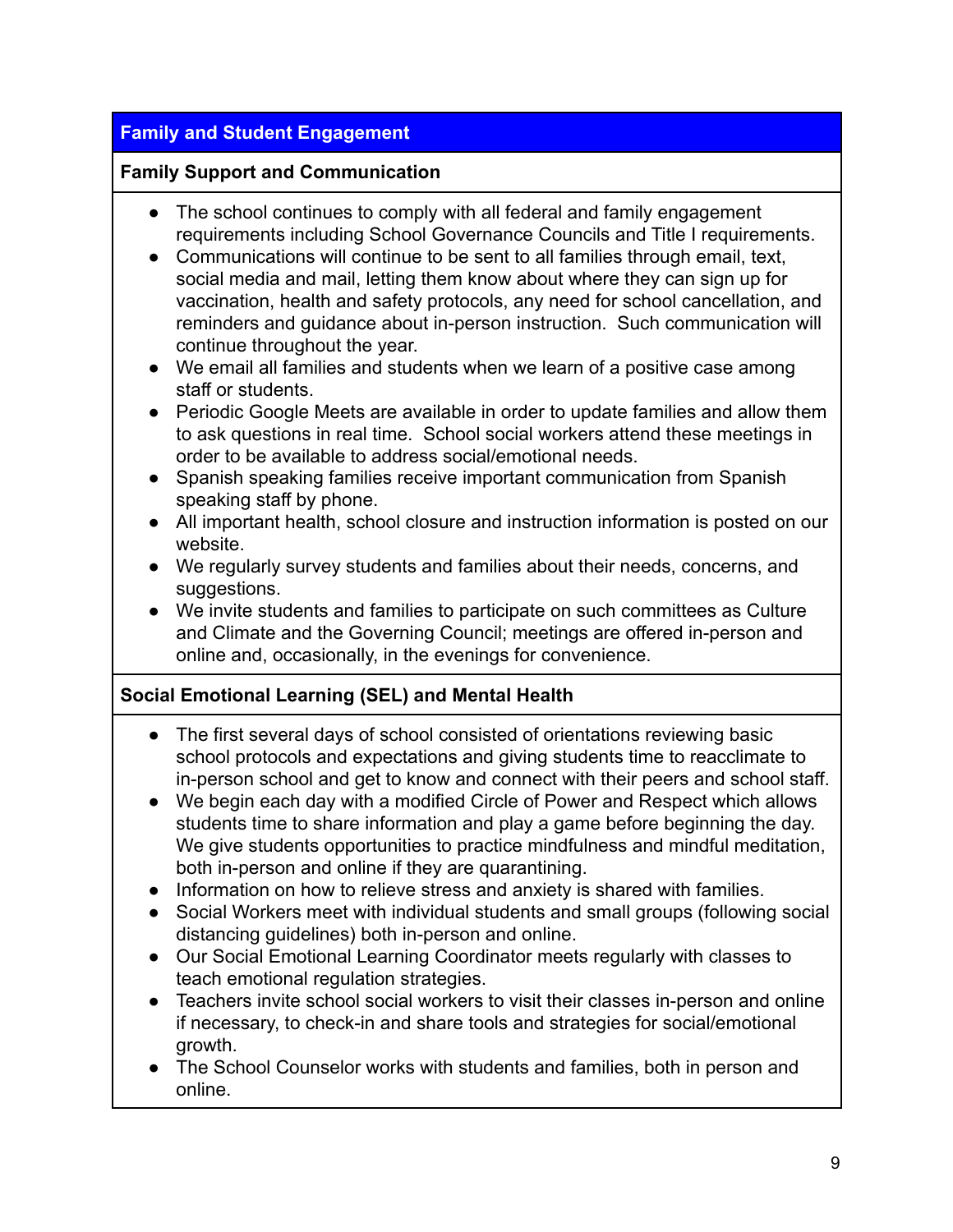## Family and Student Engagement

### Family Support and Communication

- The school continues to comply with all federal and family engagement requirements including School Governance Councils and Title I requirements.
- Communications will continue to be sent to all families through email, text, social media and mail, letting them know about where they can sign up for vaccination, health and safety protocols, any need for school cancellation, and reminders and guidance about in-person instruction. Such communication will continue throughout the year.
- We email all families and students when we learn of a positive case among staff or students.
- Periodic Google Meets are available in order to update families and allow them to ask questions in real time. School social workers attend these meetings in order to be available to address social/emotional needs.
- Spanish speaking families receive important communication from Spanish speaking staff by phone.
- All important health, school closure and instruction information is posted on our website.
- We regularly survey students and families about their needs, concerns, and suggestions.
- We invite students and families to participate on such committees as Culture and Climate and the Governing Council; meetings are offered in-person and online and, occasionally, in the evenings for convenience.

### Social Emotional Learning (SEL) and Mental Health

- The first several days of school consisted of orientations reviewing basic school protocols and expectations and giving students time to reacclimate to in-person school and get to know and connect with their peers and school staff.
- We begin each day with a modified Circle of Power and Respect which allows students time to share information and play a game before beginning the day. We give students opportunities to practice mindfulness and mindful meditation, both in-person and online if they are quarantining.
- Information on how to relieve stress and anxiety is shared with families.
- Social Workers meet with individual students and small groups (following social distancing guidelines) both in-person and online.
- Our Social Emotional Learning Coordinator meets regularly with classes to teach emotional regulation strategies.
- Teachers invite school social workers to visit their classes in-person and online if necessary, to check-in and share tools and strategies for social/emotional growth.
- The School Counselor works with students and families, both in person and online.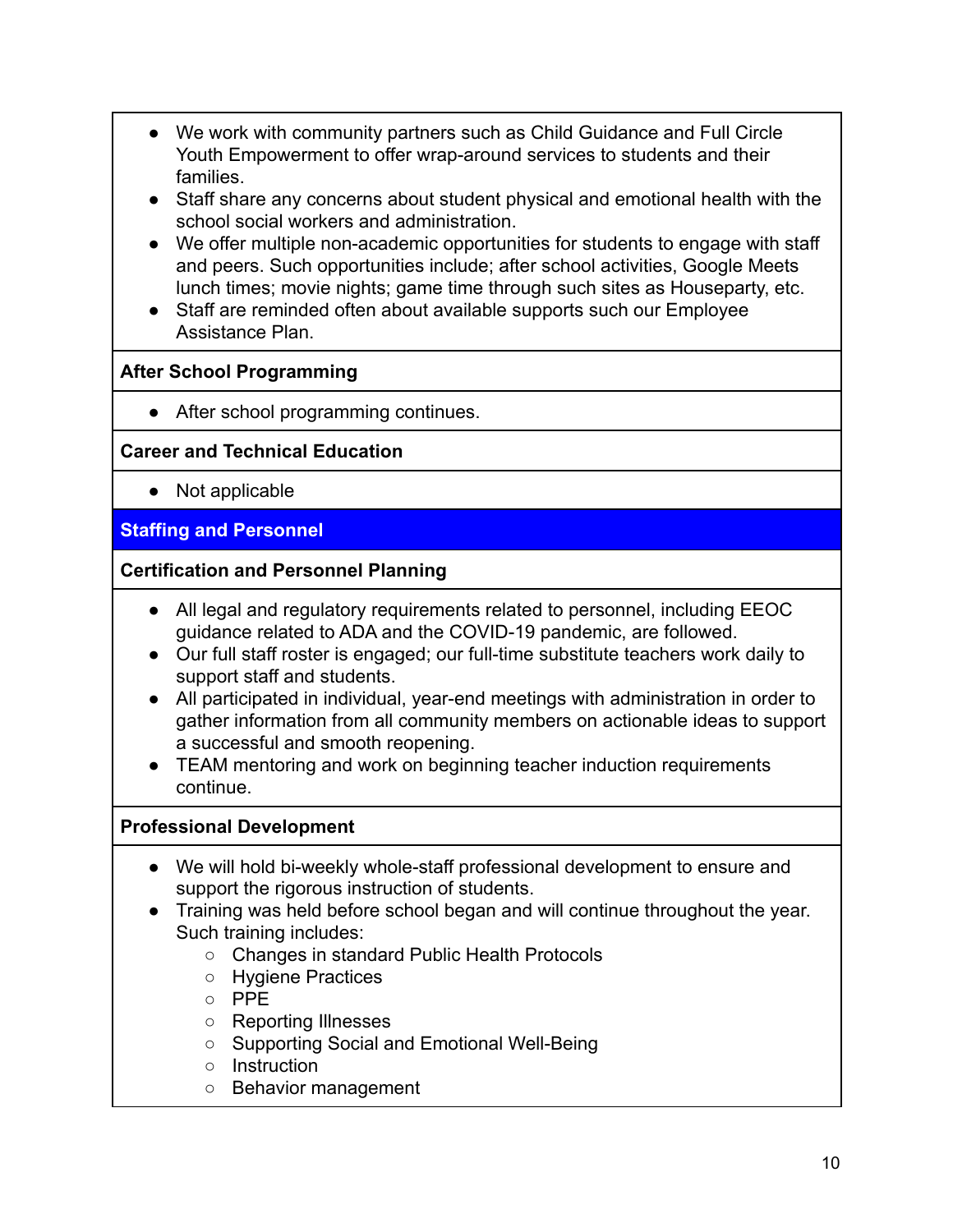- We work with community partners such as Child Guidance and Full Circle Youth Empowerment to offer wrap-around services to students and their families.
- Staff share any concerns about student physical and emotional health with the school social workers and administration.
- We offer multiple non-academic opportunities for students to engage with staff and peers. Such opportunities include; after school activities, Google Meets lunch times; movie nights; game time through such sites as Houseparty, etc.
- Staff are reminded often about available supports such our Employee Assistance Plan.

**After School Programming**

- After school programming continues.

**Career and Technical Education**

- Not applicable

## Staffing and Personnel

**Certification and Personnel Planning**

- All legal and regulatory requirements related to personnel, including EEOC guidance related to ADA and the COVID-19 pandemic, are followed.
- Our full staff roster is engaged; our full-time substitute teachers work daily to support staff and students.
- All participated in individual, year-end meetings with administration in order to gather information from all community members on actionable ideas to support a successful and smooth reopening.
- TEAM mentoring and work on beginning teacher induction requirements continue.

**Professional Development**

- We will hold bi-weekly whole-staff professional development to ensure and support the rigorous instruction of students.
- Training was held before school began and will continue throughout the year. Such training includes:
  - Changes in standard Public Health Protocols
  - Hygiene Practices
  - PPE
  - Reporting Illnesses
  - Supporting Social and Emotional Well-Being
  - Instruction
  - Behavior management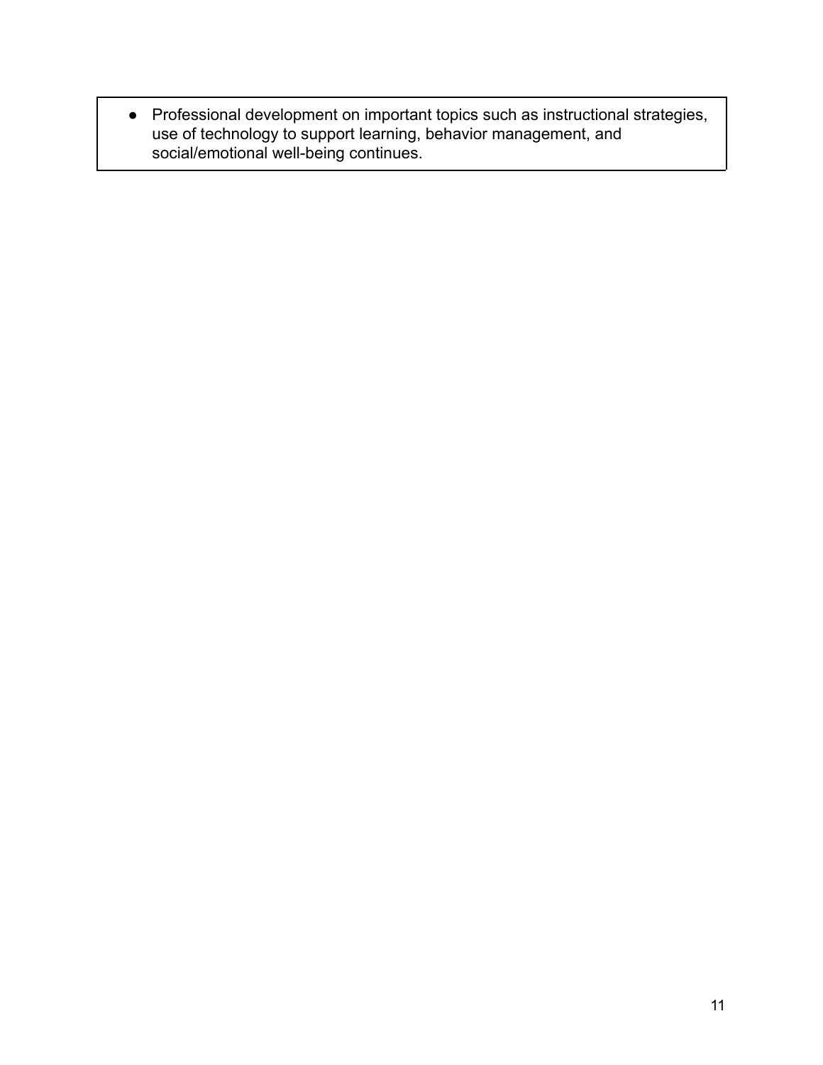- Professional development on important topics such as instructional strategies, use of technology to support learning, behavior management, and social/emotional well-being continues.